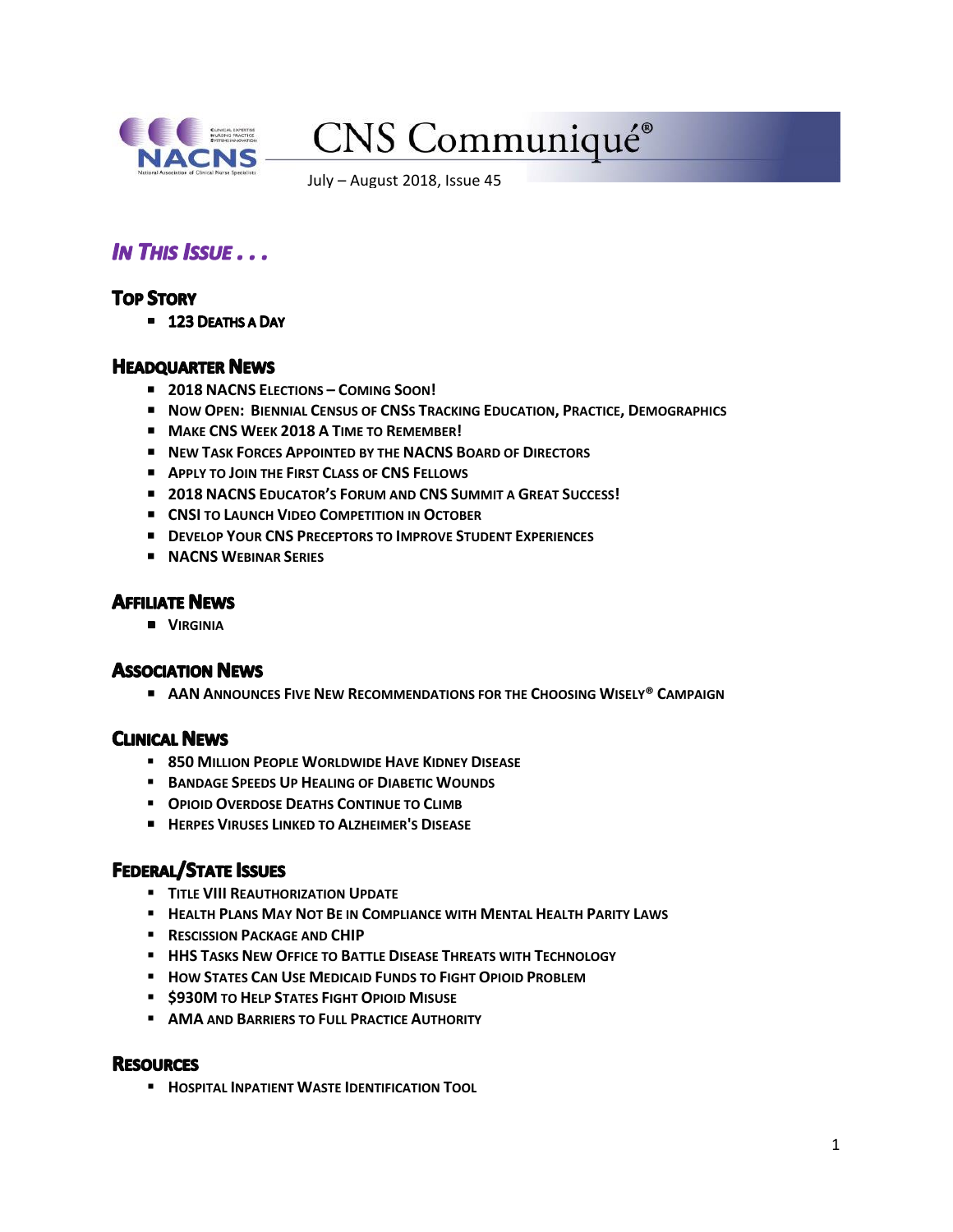# CNS Communiqué®

July – August 2018, Issue 45

## *In This Issue . . .*

### Top Story

- **123 Deaths a Day**

### Headquarter News

- **2018 NACNS Elections – Coming Soon!**
- **Now Open: Biennial Census of CNSs Tracking Education, Practice, Demographics**
- **Make CNS Week 2018 A Time to Remember!**
- **New Task Forces Appointed by the NACNS Board of Directors**
- **Apply to Join the First Class of CNS Fellows**
- **2018 NACNS Educator's Forum and CNS Summit a Great Success!**
- **CNSI to Launch Video Competition in October**
- **Develop Your CNS Preceptors to Improve Student Experiences**
- **NACNS Webinar Series**

### Affiliate News

- **Virginia**

### Association News

- **AAN Announces Five New Recommendations for the Choosing Wisely® Campaign**

### Clinical News

- **850 Million People Worldwide Have Kidney Disease**
- **Bandage Speeds Up Healing of Diabetic Wounds**
- **Opioid Overdose Deaths Continue to Climb**
- **Herpes Viruses Linked to Alzheimer's Disease**

### Federal/State Issues

- **Title VIII Reauthorization Update**
- **Health Plans May Not Be in Compliance with Mental Health Parity Laws**
- **Rescission Package and CHIP**
- **HHS Tasks New Office to Battle Disease Threats with Technology**
- **How States Can Use Medicaid Funds to Fight Opioid Problem**
- **$930M to Help States Fight Opioid Misuse**
- **AMA and Barriers to Full Practice Authority**

### Resources

- **Hospital Inpatient Waste Identification Tool**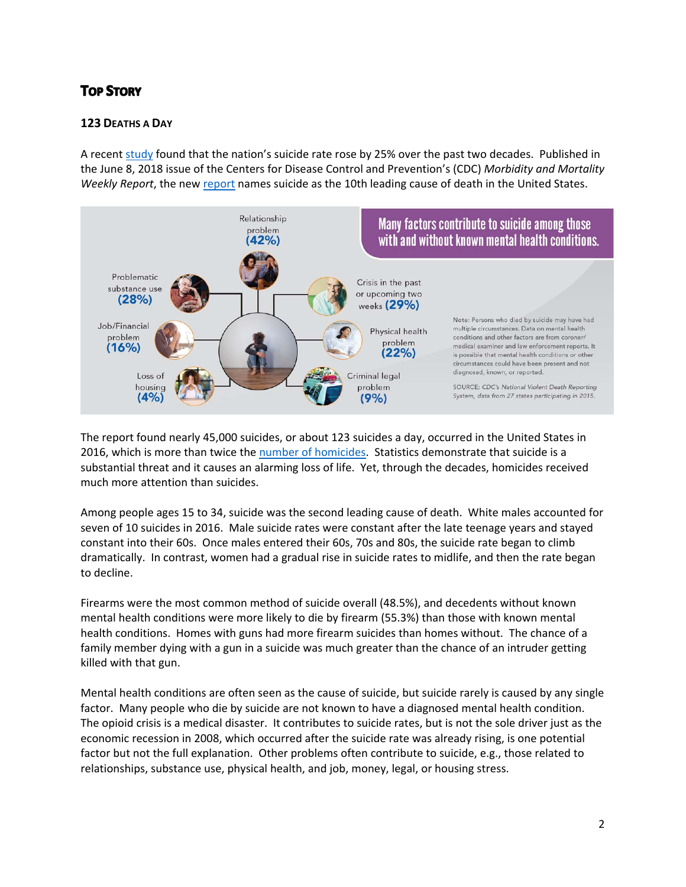## Top Story

### 123 Deaths a Day

A recent study found that the nation's suicide rate rose by 25% over the past two decades. Published in the June 8, 2018 issue of the Centers for Disease Control and Prevention's (CDC) *Morbidity and Mortality Weekly Report*, the new report names suicide as the 10th leading cause of death in the United States.

Many factors contribute to suicide among those with and without known mental health conditions.

Relationship problem (42%)

Problematic substance use (28%)

Crisis in the past or upcoming two weeks (29%)

Job/Financial problem (16%)

Physical health problem (22%)

Loss of housing (4%)

Criminal legal problem (9%)

Note: Persons who died by suicide may have had multiple circumstances. Data on mental health conditions and other factors are from coroner/medical examiner and law enforcement reports. It is possible that mental health conditions or other circumstances could have been present and not diagnosed, known, or reported.

SOURCE: *CDC's National Violent Death Reporting System, data from 27 states participating in 2015.*

The report found nearly 45,000 suicides, or about 123 suicides a day, occurred in the United States in 2016, which is more than twice the number of homicides. Statistics demonstrate that suicide is a substantial threat and it causes an alarming loss of life. Yet, through the decades, homicides received much more attention than suicides.

Among people ages 15 to 34, suicide was the second leading cause of death. White males accounted for seven of 10 suicides in 2016. Male suicide rates were constant after the late teenage years and stayed constant into their 60s. Once males entered their 60s, 70s and 80s, the suicide rate began to climb dramatically. In contrast, women had a gradual rise in suicide rates to midlife, and then the rate began to decline.

Firearms were the most common method of suicide overall (48.5%), and decedents without known mental health conditions were more likely to die by firearm (55.3%) than those with known mental health conditions. Homes with guns had more firearm suicides than homes without. The chance of a family member dying with a gun in a suicide was much greater than the chance of an intruder getting killed with that gun.

Mental health conditions are often seen as the cause of suicide, but suicide rarely is caused by any single factor. Many people who die by suicide are not known to have a diagnosed mental health condition. The opioid crisis is a medical disaster. It contributes to suicide rates, but is not the sole driver just as the economic recession in 2008, which occurred after the suicide rate was already rising, is one potential factor but not the full explanation. Other problems often contribute to suicide, e.g., those related to relationships, substance use, physical health, and job, money, legal, or housing stress.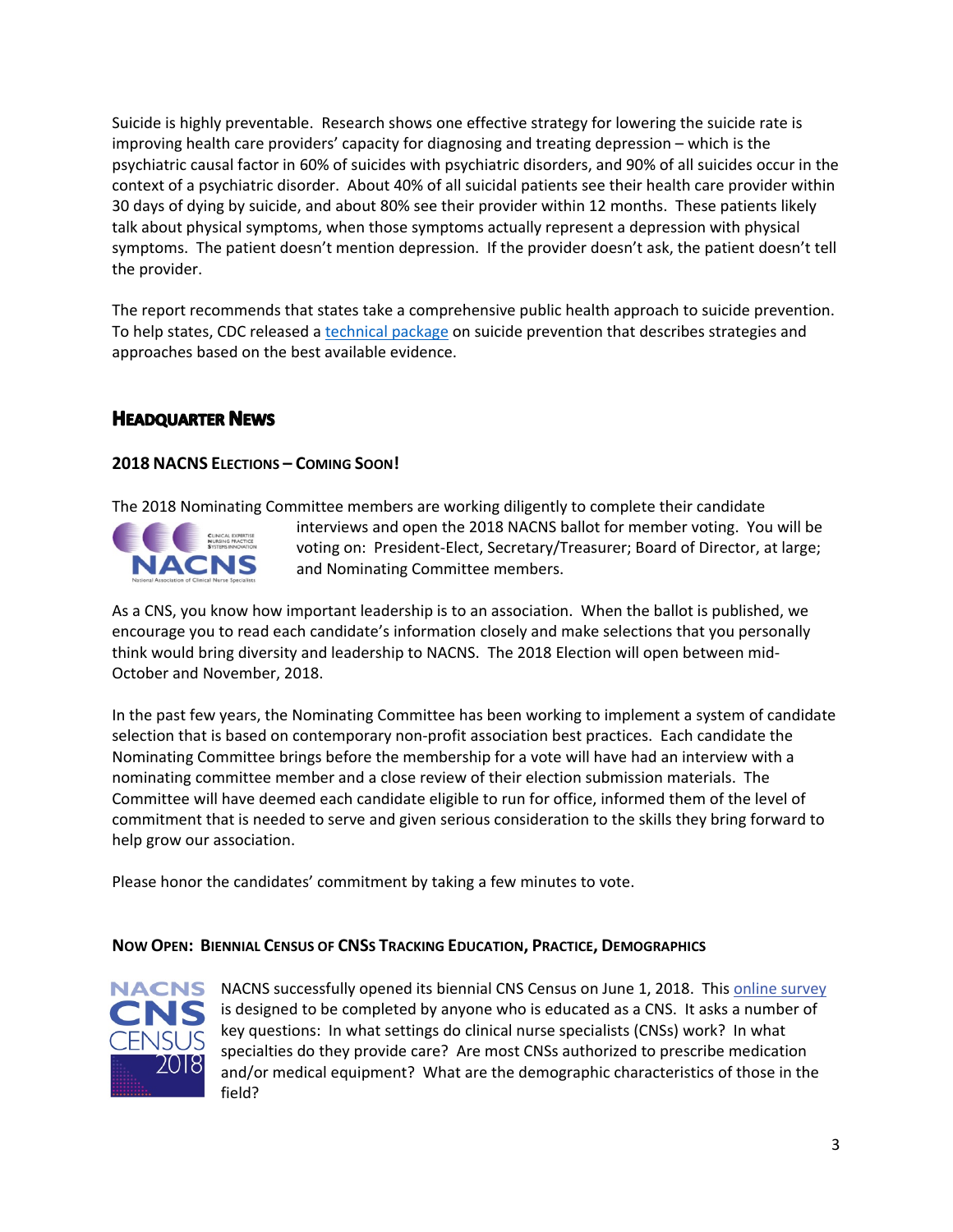Suicide is highly preventable. Research shows one effective strategy for lowering the suicide rate is improving health care providers' capacity for diagnosing and treating depression – which is the psychiatric causal factor in 60% of suicides with psychiatric disorders, and 90% of all suicides occur in the context of a psychiatric disorder. About 40% of all suicidal patients see their health care provider within 30 days of dying by suicide, and about 80% see their provider within 12 months. These patients likely talk about physical symptoms, when those symptoms actually represent a depression with physical symptoms. The patient doesn't mention depression. If the provider doesn't ask, the patient doesn't tell the provider.

The report recommends that states take a comprehensive public health approach to suicide prevention. To help states, CDC released a technical package on suicide prevention that describes strategies and approaches based on the best available evidence.

## Headquarter News

### 2018 NACNS Elections – Coming Soon!

The 2018 Nominating Committee members are working diligently to complete their candidate interviews and open the 2018 NACNS ballot for member voting. You will be voting on: President-Elect, Secretary/Treasurer; Board of Director, at large; and Nominating Committee members.

As a CNS, you know how important leadership is to an association. When the ballot is published, we encourage you to read each candidate's information closely and make selections that you personally think would bring diversity and leadership to NACNS. The 2018 Election will open between mid-October and November, 2018.

In the past few years, the Nominating Committee has been working to implement a system of candidate selection that is based on contemporary non-profit association best practices. Each candidate the Nominating Committee brings before the membership for a vote will have had an interview with a nominating committee member and a close review of their election submission materials. The Committee will have deemed each candidate eligible to run for office, informed them of the level of commitment that is needed to serve and given serious consideration to the skills they bring forward to help grow our association.

Please honor the candidates' commitment by taking a few minutes to vote.

### Now Open: Biennial Census of CNSs Tracking Education, Practice, Demographics

NACNS successfully opened its biennial CNS Census on June 1, 2018. This online survey is designed to be completed by anyone who is educated as a CNS. It asks a number of key questions: In what settings do clinical nurse specialists (CNSs) work? In what specialties do they provide care? Are most CNSs authorized to prescribe medication and/or medical equipment? What are the demographic characteristics of those in the field?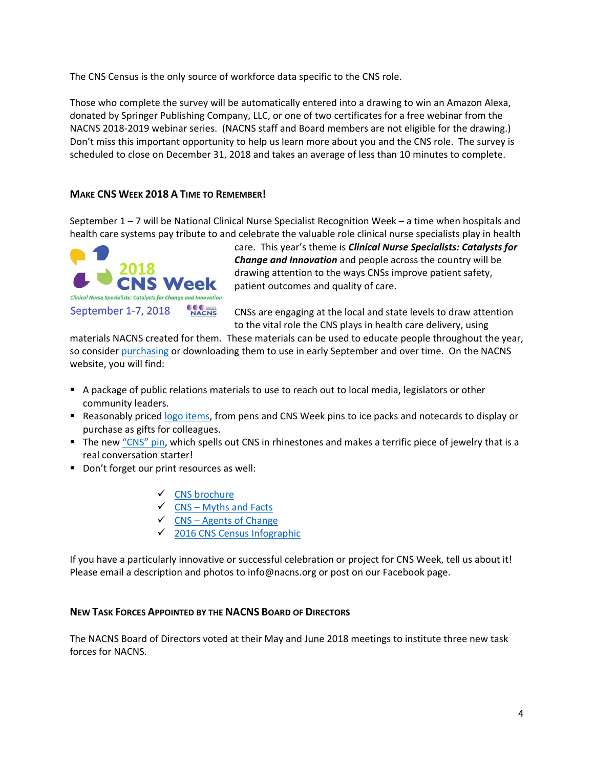The CNS Census is the only source of workforce data specific to the CNS role.

Those who complete the survey will be automatically entered into a drawing to win an Amazon Alexa, donated by Springer Publishing Company, LLC, or one of two certificates for a free webinar from the NACNS 2018-2019 webinar series. (NACNS staff and Board members are not eligible for the drawing.) Don't miss this important opportunity to help us learn more about you and the CNS role. The survey is scheduled to close on December 31, 2018 and takes an average of less than 10 minutes to complete.

## MAKE CNS WEEK 2018 A TIME TO REMEMBER!

September 1 – 7 will be National Clinical Nurse Specialist Recognition Week – a time when hospitals and health care systems pay tribute to and celebrate the valuable role clinical nurse specialists play in health care. This year's theme is ***Clinical Nurse Specialists: Catalysts for Change and Innovation*** and people across the country will be drawing attention to the ways CNSs improve patient safety, patient outcomes and quality of care.

2018 CNS Week

Clinical Nurse Specialists: Catalysts for Change and Innovation

September 1-7, 2018

NACNS

CNSs are engaging at the local and state levels to draw attention to the vital role the CNS plays in health care delivery, using materials NACNS created for them. These materials can be used to educate people throughout the year, so consider purchasing or downloading them to use in early September and over time. On the NACNS website, you will find:

- A package of public relations materials to use to reach out to local media, legislators or other community leaders.
- Reasonably priced logo items, from pens and CNS Week pins to ice packs and notecards to display or purchase as gifts for colleagues.
- The new "CNS" pin, which spells out CNS in rhinestones and makes a terrific piece of jewelry that is a real conversation starter!
- Don't forget our print resources as well:
  - ✓ CNS brochure
  - ✓ CNS – Myths and Facts
  - ✓ CNS – Agents of Change
  - ✓ 2016 CNS Census Infographic

If you have a particularly innovative or successful celebration or project for CNS Week, tell us about it! Please email a description and photos to info@nacns.org or post on our Facebook page.

## NEW TASK FORCES APPOINTED BY THE NACNS BOARD OF DIRECTORS

The NACNS Board of Directors voted at their May and June 2018 meetings to institute three new task forces for NACNS.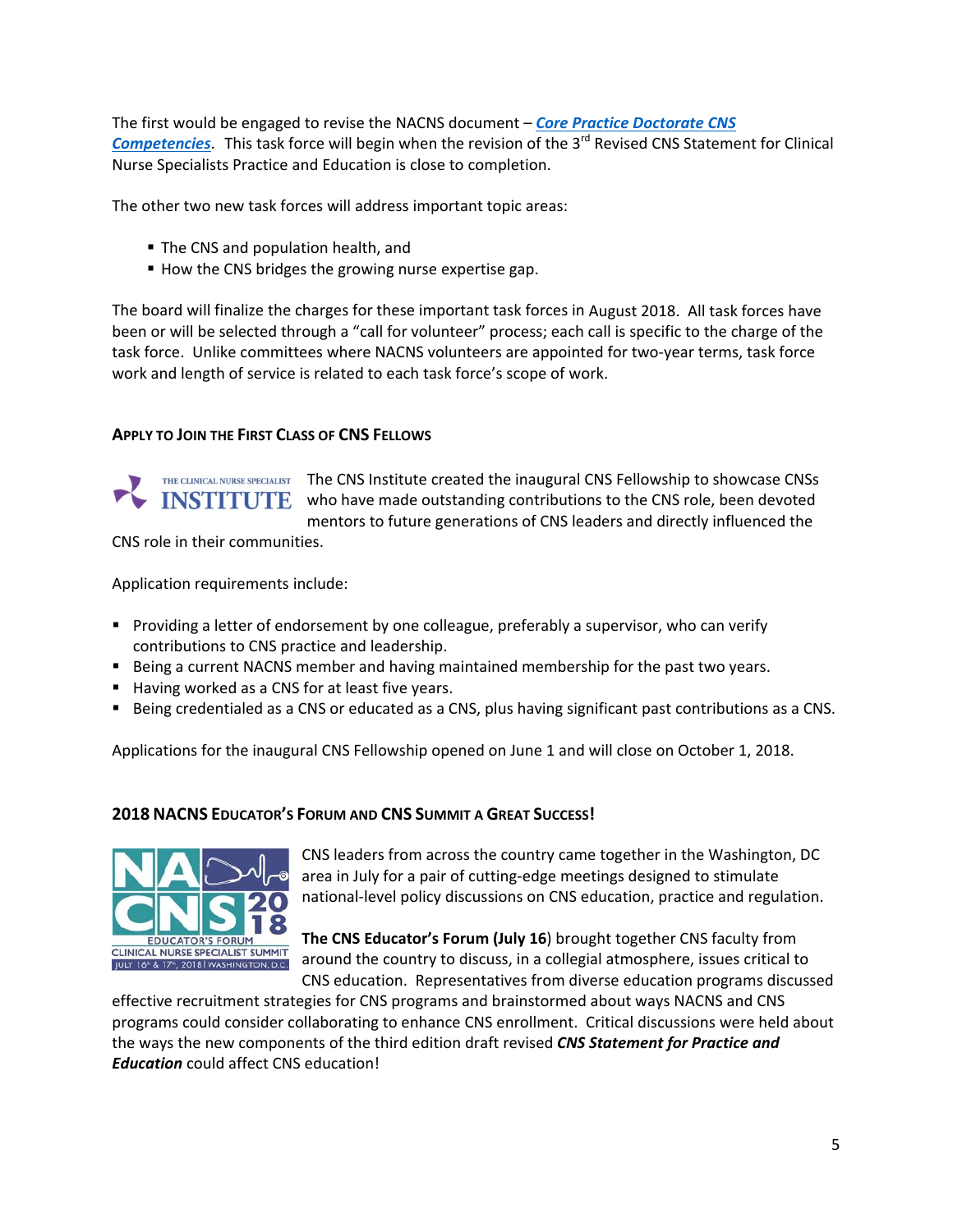The first would be engaged to revise the NACNS document – ***Core Practice Doctorate CNS Competencies***. This task force will begin when the revision of the 3rd Revised CNS Statement for Clinical Nurse Specialists Practice and Education is close to completion.

The other two new task forces will address important topic areas:

- The CNS and population health, and
- How the CNS bridges the growing nurse expertise gap.

The board will finalize the charges for these important task forces in August 2018. All task forces have been or will be selected through a "call for volunteer" process; each call is specific to the charge of the task force. Unlike committees where NACNS volunteers are appointed for two-year terms, task force work and length of service is related to each task force's scope of work.

### Apply to Join the First Class of CNS Fellows

The CNS Institute created the inaugural CNS Fellowship to showcase CNSs who have made outstanding contributions to the CNS role, been devoted mentors to future generations of CNS leaders and directly influenced the CNS role in their communities.

Application requirements include:

- Providing a letter of endorsement by one colleague, preferably a supervisor, who can verify contributions to CNS practice and leadership.
- Being a current NACNS member and having maintained membership for the past two years.
- Having worked as a CNS for at least five years.
- Being credentialed as a CNS or educated as a CNS, plus having significant past contributions as a CNS.

Applications for the inaugural CNS Fellowship opened on June 1 and will close on October 1, 2018.

### 2018 NACNS Educator's Forum and CNS Summit a Great Success!

CNS leaders from across the country came together in the Washington, DC area in July for a pair of cutting-edge meetings designed to stimulate national-level policy discussions on CNS education, practice and regulation.

**The CNS Educator's Forum (July 16**) brought together CNS faculty from around the country to discuss, in a collegial atmosphere, issues critical to CNS education. Representatives from diverse education programs discussed effective recruitment strategies for CNS programs and brainstormed about ways NACNS and CNS programs could consider collaborating to enhance CNS enrollment. Critical discussions were held about the ways the new components of the third edition draft revised ***CNS Statement for Practice and Education*** could affect CNS education!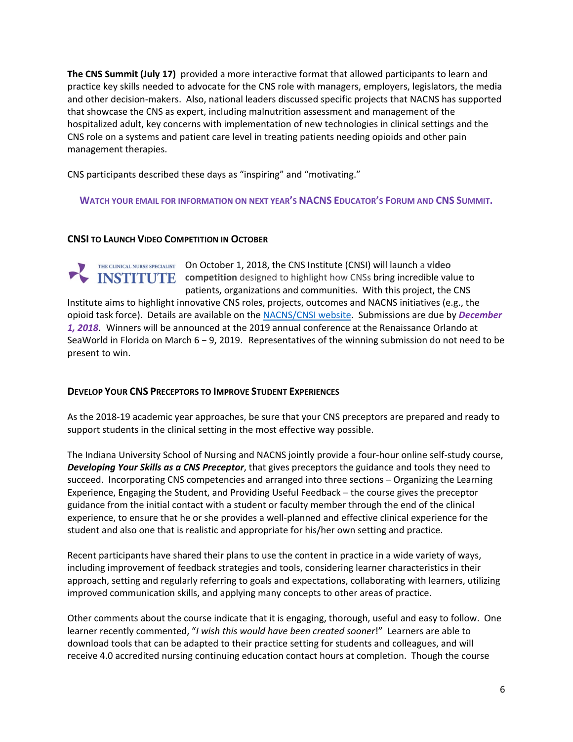**The CNS Summit (July 17)** provided a more interactive format that allowed participants to learn and practice key skills needed to advocate for the CNS role with managers, employers, legislators, the media and other decision-makers. Also, national leaders discussed specific projects that NACNS has supported that showcase the CNS as expert, including malnutrition assessment and management of the hospitalized adult, key concerns with implementation of new technologies in clinical settings and the CNS role on a systems and patient care level in treating patients needing opioids and other pain management therapies.

CNS participants described these days as "inspiring" and "motivating."

**WATCH YOUR EMAIL FOR INFORMATION ON NEXT YEAR'S NACNS EDUCATOR'S FORUM AND CNS SUMMIT.**

### CNSI TO LAUNCH VIDEO COMPETITION IN OCTOBER

THE CLINICAL NURSE SPECIALIST INSTITUTE

On October 1, 2018, the CNS Institute (CNSI) will launch a **video competition** designed to highlight how CNSs bring incredible value to patients, organizations and communities. With this project, the CNS Institute aims to highlight innovative CNS roles, projects, outcomes and NACNS initiatives (e.g., the opioid task force). Details are available on the NACNS/CNSI website. Submissions are due by ***December 1, 2018***. Winners will be announced at the 2019 annual conference at the Renaissance Orlando at SeaWorld in Florida on March 6 − 9, 2019. Representatives of the winning submission do not need to be present to win.

### DEVELOP YOUR CNS PRECEPTORS TO IMPROVE STUDENT EXPERIENCES

As the 2018-19 academic year approaches, be sure that your CNS preceptors are prepared and ready to support students in the clinical setting in the most effective way possible.

The Indiana University School of Nursing and NACNS jointly provide a four-hour online self-study course, ***Developing Your Skills as a CNS Preceptor***, that gives preceptors the guidance and tools they need to succeed. Incorporating CNS competencies and arranged into three sections – Organizing the Learning Experience, Engaging the Student, and Providing Useful Feedback – the course gives the preceptor guidance from the initial contact with a student or faculty member through the end of the clinical experience, to ensure that he or she provides a well-planned and effective clinical experience for the student and also one that is realistic and appropriate for his/her own setting and practice.

Recent participants have shared their plans to use the content in practice in a wide variety of ways, including improvement of feedback strategies and tools, considering learner characteristics in their approach, setting and regularly referring to goals and expectations, collaborating with learners, utilizing improved communication skills, and applying many concepts to other areas of practice.

Other comments about the course indicate that it is engaging, thorough, useful and easy to follow. One learner recently commented, "*I wish this would have been created sooner*!" Learners are able to download tools that can be adapted to their practice setting for students and colleagues, and will receive 4.0 accredited nursing continuing education contact hours at completion. Though the course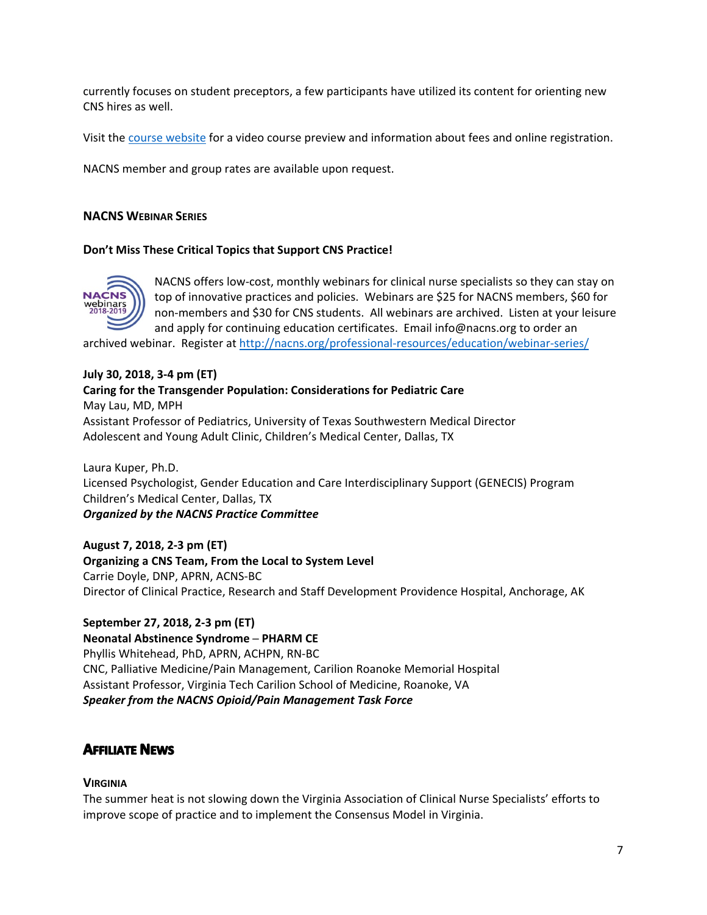currently focuses on student preceptors, a few participants have utilized its content for orienting new CNS hires as well.

Visit the [course website]() for a video course preview and information about fees and online registration.

NACNS member and group rates are available upon request.

### NACNS Webinar Series

**Don't Miss These Critical Topics that Support CNS Practice!**

NACNS offers low-cost, monthly webinars for clinical nurse specialists so they can stay on top of innovative practices and policies. Webinars are $25 for NACNS members, $60 for non-members and $30 for CNS students. All webinars are archived. Listen at your leisure and apply for continuing education certificates. Email info@nacns.org to order an archived webinar. Register at http://nacns.org/professional-resources/education/webinar-series/

**July 30, 2018, 3-4 pm (ET)**
**Caring for the Transgender Population: Considerations for Pediatric Care**
May Lau, MD, MPH
Assistant Professor of Pediatrics, University of Texas Southwestern Medical Director
Adolescent and Young Adult Clinic, Children's Medical Center, Dallas, TX

Laura Kuper, Ph.D.
Licensed Psychologist, Gender Education and Care Interdisciplinary Support (GENECIS) Program
Children's Medical Center, Dallas, TX
***Organized by the NACNS Practice Committee***

**August 7, 2018, 2-3 pm (ET)**
**Organizing a CNS Team, From the Local to System Level**
Carrie Doyle, DNP, APRN, ACNS-BC
Director of Clinical Practice, Research and Staff Development Providence Hospital, Anchorage, AK

**September 27, 2018, 2-3 pm (ET)**
**Neonatal Abstinence Syndrome – PHARM CE**
Phyllis Whitehead, PhD, APRN, ACHPN, RN-BC
CNC, Palliative Medicine/Pain Management, Carilion Roanoke Memorial Hospital
Assistant Professor, Virginia Tech Carilion School of Medicine, Roanoke, VA
***Speaker from the NACNS Opioid/Pain Management Task Force***

## Affiliate News

### Virginia

The summer heat is not slowing down the Virginia Association of Clinical Nurse Specialists' efforts to improve scope of practice and to implement the Consensus Model in Virginia.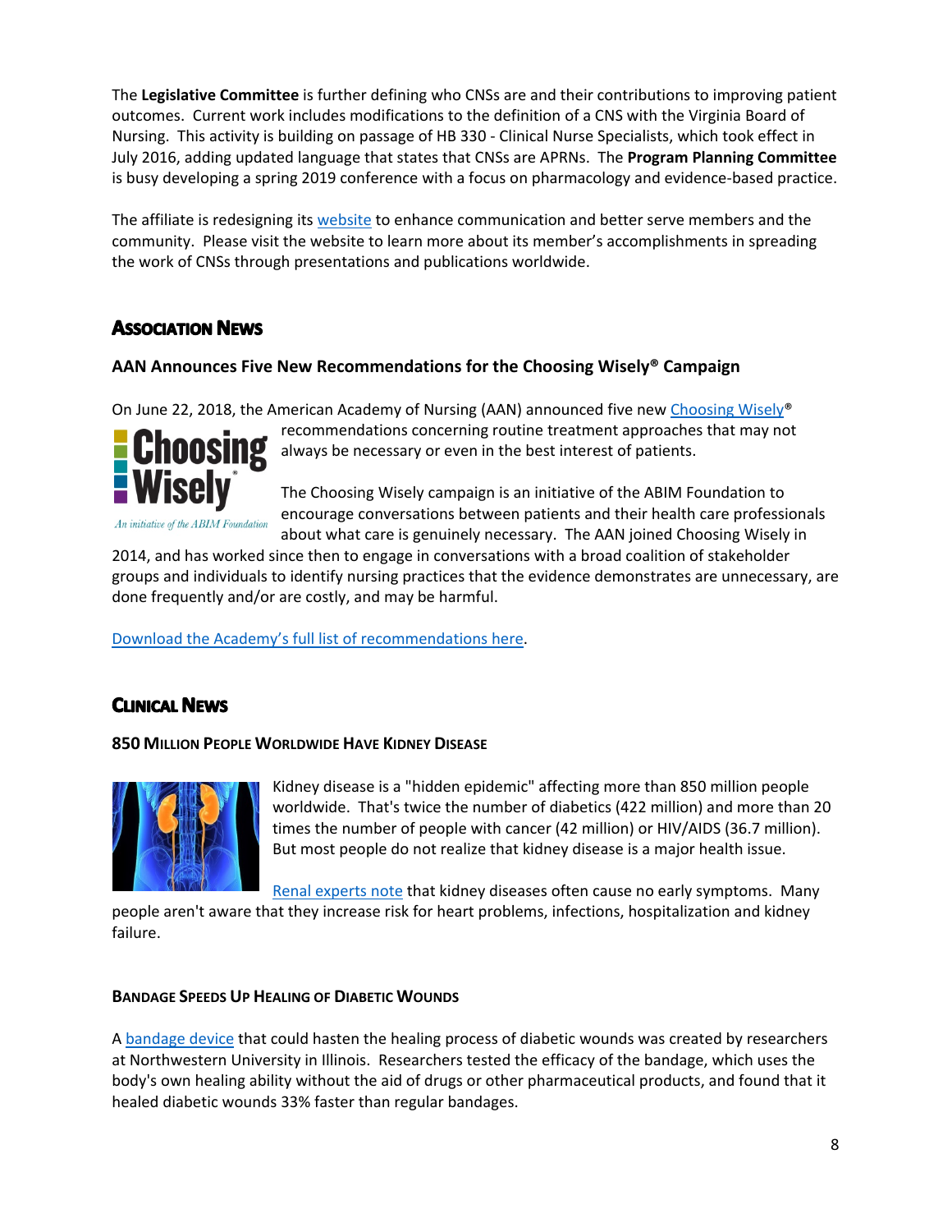The **Legislative Committee** is further defining who CNSs are and their contributions to improving patient outcomes. Current work includes modifications to the definition of a CNS with the Virginia Board of Nursing. This activity is building on passage of HB 330 - Clinical Nurse Specialists, which took effect in July 2016, adding updated language that states that CNSs are APRNs. The **Program Planning Committee** is busy developing a spring 2019 conference with a focus on pharmacology and evidence-based practice.

The affiliate is redesigning its website to enhance communication and better serve members and the community. Please visit the website to learn more about its member's accomplishments in spreading the work of CNSs through presentations and publications worldwide.

## Association News

### AAN Announces Five New Recommendations for the Choosing Wisely® Campaign

On June 22, 2018, the American Academy of Nursing (AAN) announced five new Choosing Wisely® recommendations concerning routine treatment approaches that may not always be necessary or even in the best interest of patients.

The Choosing Wisely campaign is an initiative of the ABIM Foundation to encourage conversations between patients and their health care professionals about what care is genuinely necessary. The AAN joined Choosing Wisely in 2014, and has worked since then to engage in conversations with a broad coalition of stakeholder groups and individuals to identify nursing practices that the evidence demonstrates are unnecessary, are done frequently and/or are costly, and may be harmful.

Download the Academy's full list of recommendations here.

## Clinical News

### 850 Million People Worldwide Have Kidney Disease

Kidney disease is a "hidden epidemic" affecting more than 850 million people worldwide. That's twice the number of diabetics (422 million) and more than 20 times the number of people with cancer (42 million) or HIV/AIDS (36.7 million). But most people do not realize that kidney disease is a major health issue.

Renal experts note that kidney diseases often cause no early symptoms. Many people aren't aware that they increase risk for heart problems, infections, hospitalization and kidney failure.

### Bandage Speeds Up Healing of Diabetic Wounds

A bandage device that could hasten the healing process of diabetic wounds was created by researchers at Northwestern University in Illinois. Researchers tested the efficacy of the bandage, which uses the body's own healing ability without the aid of drugs or other pharmaceutical products, and found that it healed diabetic wounds 33% faster than regular bandages.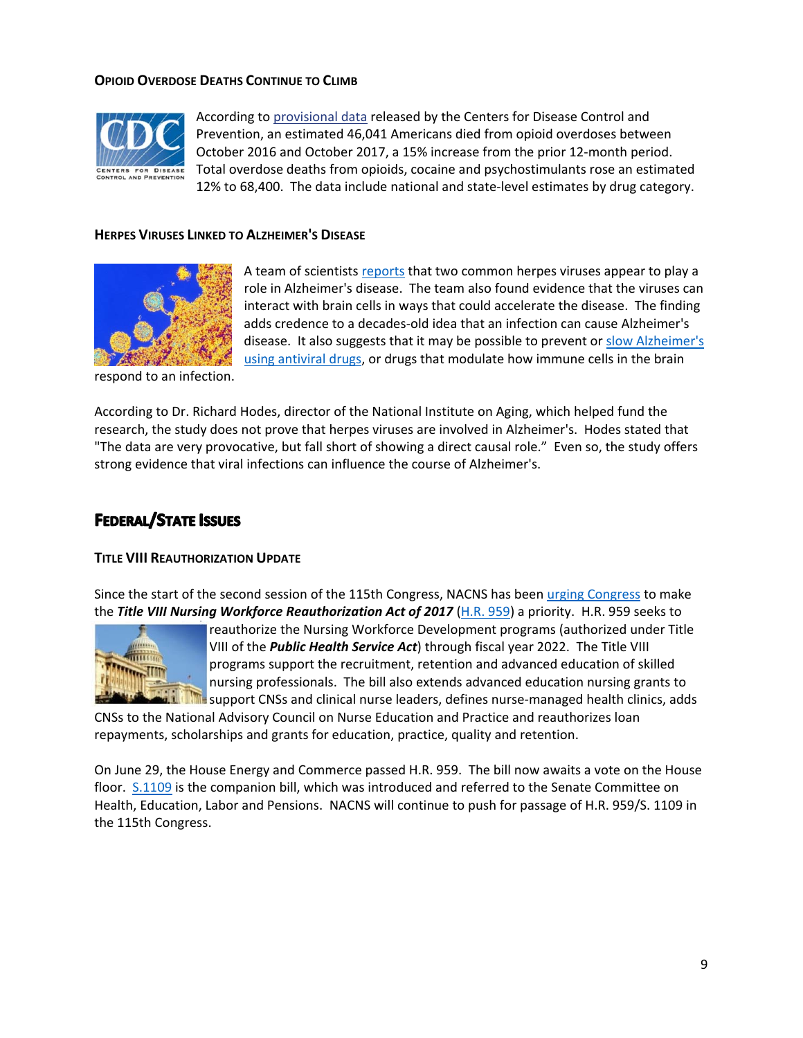### Opioid Overdose Deaths Continue to Climb

According to provisional data released by the Centers for Disease Control and Prevention, an estimated 46,041 Americans died from opioid overdoses between October 2016 and October 2017, a 15% increase from the prior 12-month period. Total overdose deaths from opioids, cocaine and psychostimulants rose an estimated 12% to 68,400. The data include national and state-level estimates by drug category.

### Herpes Viruses Linked to Alzheimer's Disease

A team of scientists reports that two common herpes viruses appear to play a role in Alzheimer's disease. The team also found evidence that the viruses can interact with brain cells in ways that could accelerate the disease. The finding adds credence to a decades-old idea that an infection can cause Alzheimer's disease. It also suggests that it may be possible to prevent or slow Alzheimer's using antiviral drugs, or drugs that modulate how immune cells in the brain respond to an infection.

According to Dr. Richard Hodes, director of the National Institute on Aging, which helped fund the research, the study does not prove that herpes viruses are involved in Alzheimer's. Hodes stated that "The data are very provocative, but fall short of showing a direct causal role." Even so, the study offers strong evidence that viral infections can influence the course of Alzheimer's.

## Federal/State Issues

### Title VIII Reauthorization Update

Since the start of the second session of the 115th Congress, NACNS has been urging Congress to make the ***Title VIII Nursing Workforce Reauthorization Act of 2017*** (H.R. 959) a priority. H.R. 959 seeks to reauthorize the Nursing Workforce Development programs (authorized under Title VIII of the ***Public Health Service Act***) through fiscal year 2022. The Title VIII programs support the recruitment, retention and advanced education of skilled nursing professionals. The bill also extends advanced education nursing grants to support CNSs and clinical nurse leaders, defines nurse-managed health clinics, adds CNSs to the National Advisory Council on Nurse Education and Practice and reauthorizes loan repayments, scholarships and grants for education, practice, quality and retention.

On June 29, the House Energy and Commerce passed H.R. 959. The bill now awaits a vote on the House floor. S.1109 is the companion bill, which was introduced and referred to the Senate Committee on Health, Education, Labor and Pensions. NACNS will continue to push for passage of H.R. 959/S. 1109 in the 115th Congress.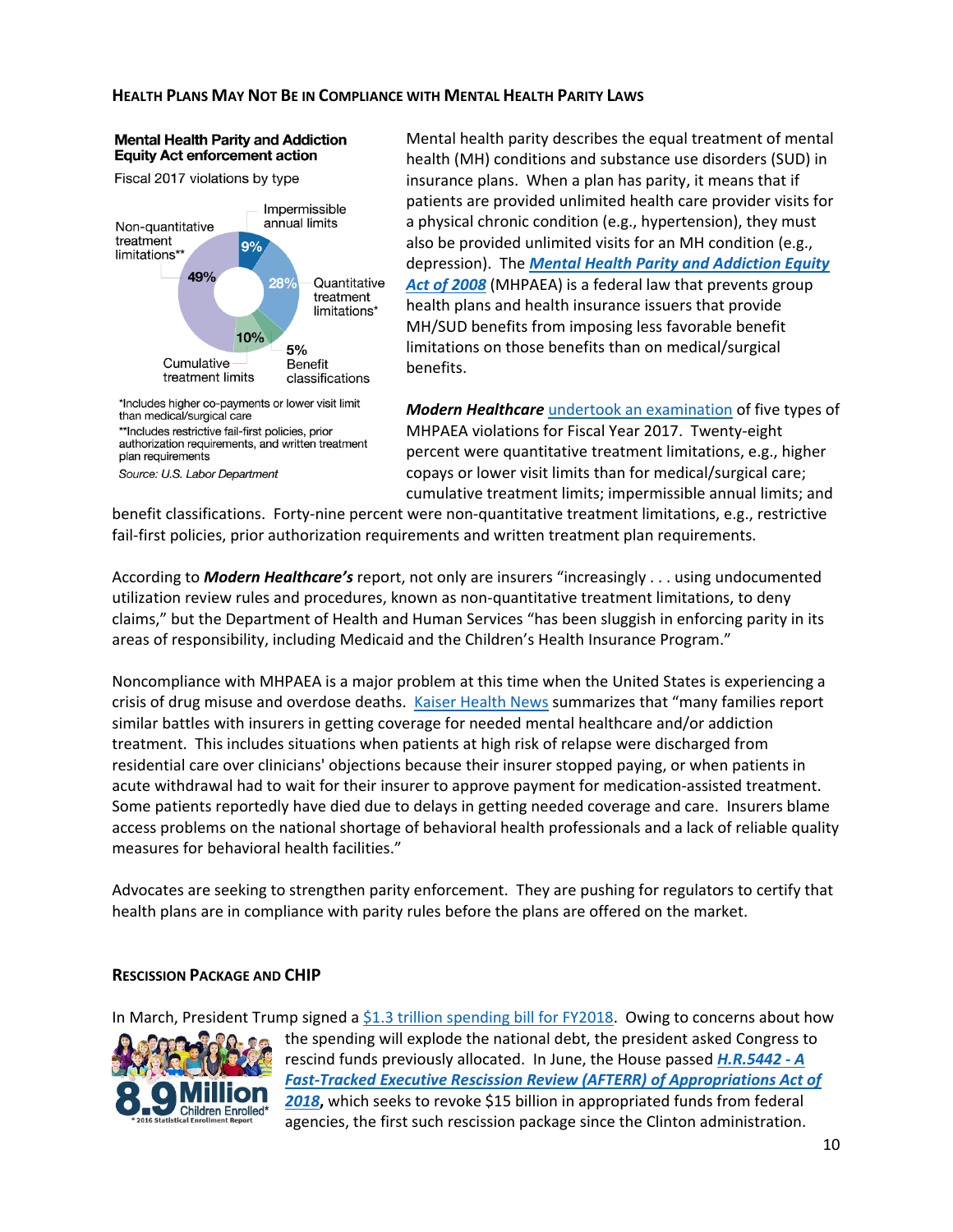### Health Plans May Not Be in Compliance with Mental Health Parity Laws

**Mental Health Parity and Addiction Equity Act enforcement action**

Fiscal 2017 violations by type

Impermissible annual limits
9%
Quantitative treatment limitations*
28%
Benefit classifications
5%
Cumulative treatment limits
10%
Non-quantitative treatment limitations**
49%

*Includes higher co-payments or lower visit limit than medical/surgical care

**Includes restrictive fail-first policies, prior authorization requirements, and written treatment plan requirements

*Source: U.S. Labor Department*

Mental health parity describes the equal treatment of mental health (MH) conditions and substance use disorders (SUD) in insurance plans. When a plan has parity, it means that if patients are provided unlimited health care provider visits for a physical chronic condition (e.g., hypertension), they must also be provided unlimited visits for an MH condition (e.g., depression). The ***Mental Health Parity and Addiction Equity Act of 2008*** (MHPAEA) is a federal law that prevents group health plans and health insurance issuers that provide MH/SUD benefits from imposing less favorable benefit limitations on those benefits than on medical/surgical benefits.

***Modern Healthcare*** undertook an examination of five types of MHPAEA violations for Fiscal Year 2017. Twenty-eight percent were quantitative treatment limitations, e.g., higher copays or lower visit limits than for medical/surgical care; cumulative treatment limits; impermissible annual limits; and benefit classifications. Forty-nine percent were non-quantitative treatment limitations, e.g., restrictive fail-first policies, prior authorization requirements and written treatment plan requirements.

According to ***Modern Healthcare's*** report, not only are insurers "increasingly . . . using undocumented utilization review rules and procedures, known as non-quantitative treatment limitations, to deny claims," but the Department of Health and Human Services "has been sluggish in enforcing parity in its areas of responsibility, including Medicaid and the Children's Health Insurance Program."

Noncompliance with MHPAEA is a major problem at this time when the United States is experiencing a crisis of drug misuse and overdose deaths. Kaiser Health News summarizes that "many families report similar battles with insurers in getting coverage for needed mental healthcare and/or addiction treatment. This includes situations when patients at high risk of relapse were discharged from residential care over clinicians' objections because their insurer stopped paying, or when patients in acute withdrawal had to wait for their insurer to approve payment for medication-assisted treatment. Some patients reportedly have died due to delays in getting needed coverage and care. Insurers blame access problems on the national shortage of behavioral health professionals and a lack of reliable quality measures for behavioral health facilities."

Advocates are seeking to strengthen parity enforcement. They are pushing for regulators to certify that health plans are in compliance with parity rules before the plans are offered on the market.

### Rescission Package and CHIP

8.9 Million Children Enrolled*

* 2016 Statistical Enrollment Report

In March, President Trump signed a $1.3 trillion spending bill for FY2018. Owing to concerns about how the spending will explode the national debt, the president asked Congress to rescind funds previously allocated. In June, the House passed ***H.R.5442 - A Fast-Tracked Executive Rescission Review (AFTERR) of Appropriations Act of 2018***, which seeks to revoke $15 billion in appropriated funds from federal agencies, the first such rescission package since the Clinton administration.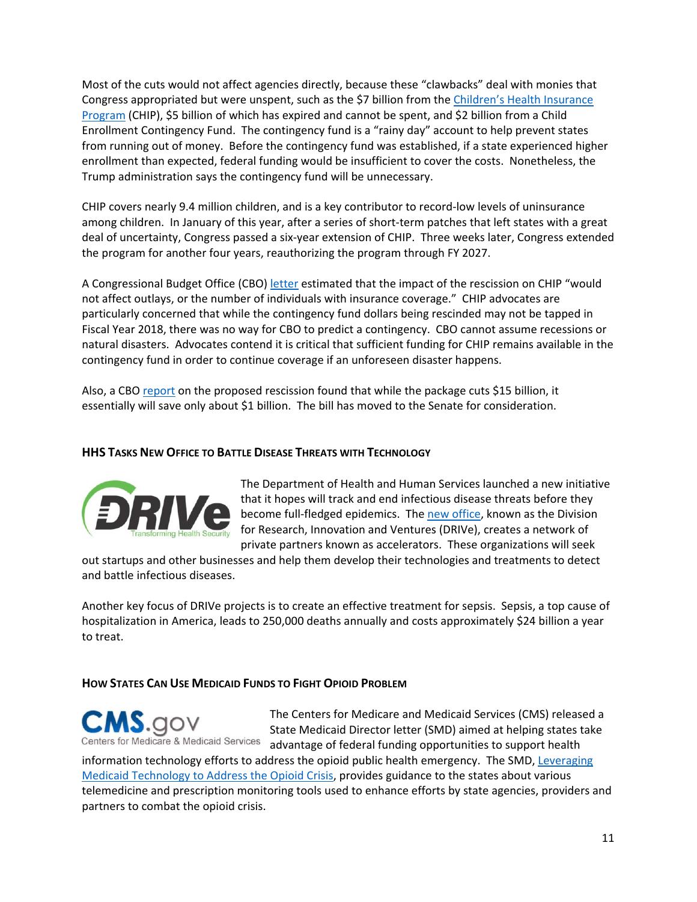Most of the cuts would not affect agencies directly, because these "clawbacks" deal with monies that Congress appropriated but were unspent, such as the $7 billion from the Children's Health Insurance Program (CHIP), $5 billion of which has expired and cannot be spent, and $2 billion from a Child Enrollment Contingency Fund. The contingency fund is a "rainy day" account to help prevent states from running out of money. Before the contingency fund was established, if a state experienced higher enrollment than expected, federal funding would be insufficient to cover the costs. Nonetheless, the Trump administration says the contingency fund will be unnecessary.

CHIP covers nearly 9.4 million children, and is a key contributor to record-low levels of uninsurance among children. In January of this year, after a series of short-term patches that left states with a great deal of uncertainty, Congress passed a six-year extension of CHIP. Three weeks later, Congress extended the program for another four years, reauthorizing the program through FY 2027.

A Congressional Budget Office (CBO) letter estimated that the impact of the rescission on CHIP "would not affect outlays, or the number of individuals with insurance coverage." CHIP advocates are particularly concerned that while the contingency fund dollars being rescinded may not be tapped in Fiscal Year 2018, there was no way for CBO to predict a contingency. CBO cannot assume recessions or natural disasters. Advocates contend it is critical that sufficient funding for CHIP remains available in the contingency fund in order to continue coverage if an unforeseen disaster happens.

Also, a CBO report on the proposed rescission found that while the package cuts $15 billion, it essentially will save only about $1 billion. The bill has moved to the Senate for consideration.

### HHS Tasks New Office to Battle Disease Threats with Technology

DRIVe
Transforming Health Security

The Department of Health and Human Services launched a new initiative that it hopes will track and end infectious disease threats before they become full-fledged epidemics. The new office, known as the Division for Research, Innovation and Ventures (DRIVe), creates a network of private partners known as accelerators. These organizations will seek out startups and other businesses and help them develop their technologies and treatments to detect and battle infectious diseases.

Another key focus of DRIVe projects is to create an effective treatment for sepsis. Sepsis, a top cause of hospitalization in America, leads to 250,000 deaths annually and costs approximately $24 billion a year to treat.

### How States Can Use Medicaid Funds to Fight Opioid Problem

CMS.gov
Centers for Medicare & Medicaid Services

The Centers for Medicare and Medicaid Services (CMS) released a State Medicaid Director letter (SMD) aimed at helping states take advantage of federal funding opportunities to support health information technology efforts to address the opioid public health emergency. The SMD, Leveraging Medicaid Technology to Address the Opioid Crisis, provides guidance to the states about various telemedicine and prescription monitoring tools used to enhance efforts by state agencies, providers and partners to combat the opioid crisis.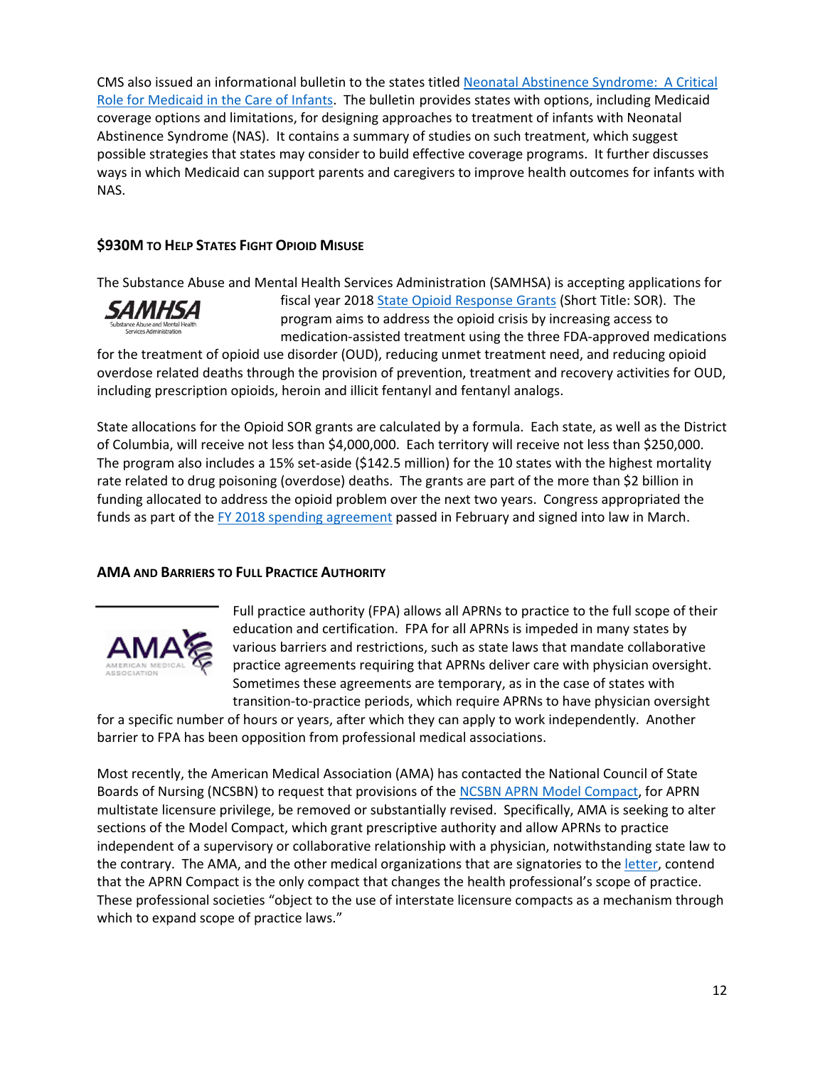CMS also issued an informational bulletin to the states titled Neonatal Abstinence Syndrome: A Critical Role for Medicaid in the Care of Infants. The bulletin provides states with options, including Medicaid coverage options and limitations, for designing approaches to treatment of infants with Neonatal Abstinence Syndrome (NAS). It contains a summary of studies on such treatment, which suggest possible strategies that states may consider to build effective coverage programs. It further discusses ways in which Medicaid can support parents and caregivers to improve health outcomes for infants with NAS.

### $930M to Help States Fight Opioid Misuse

The Substance Abuse and Mental Health Services Administration (SAMHSA) is accepting applications for fiscal year 2018 State Opioid Response Grants (Short Title: SOR). The program aims to address the opioid crisis by increasing access to medication-assisted treatment using the three FDA-approved medications for the treatment of opioid use disorder (OUD), reducing unmet treatment need, and reducing opioid overdose related deaths through the provision of prevention, treatment and recovery activities for OUD, including prescription opioids, heroin and illicit fentanyl and fentanyl analogs.

State allocations for the Opioid SOR grants are calculated by a formula. Each state, as well as the District of Columbia, will receive not less than $4,000,000. Each territory will receive not less than $250,000. The program also includes a 15% set-aside ($142.5 million) for the 10 states with the highest mortality rate related to drug poisoning (overdose) deaths. The grants are part of the more than $2 billion in funding allocated to address the opioid problem over the next two years. Congress appropriated the funds as part of the FY 2018 spending agreement passed in February and signed into law in March.

### AMA and Barriers to Full Practice Authority

Full practice authority (FPA) allows all APRNs to practice to the full scope of their education and certification. FPA for all APRNs is impeded in many states by various barriers and restrictions, such as state laws that mandate collaborative practice agreements requiring that APRNs deliver care with physician oversight. Sometimes these agreements are temporary, as in the case of states with transition-to-practice periods, which require APRNs to have physician oversight for a specific number of hours or years, after which they can apply to work independently. Another barrier to FPA has been opposition from professional medical associations.

Most recently, the American Medical Association (AMA) has contacted the National Council of State Boards of Nursing (NCSBN) to request that provisions of the NCSBN APRN Model Compact, for APRN multistate licensure privilege, be removed or substantially revised. Specifically, AMA is seeking to alter sections of the Model Compact, which grant prescriptive authority and allow APRNs to practice independent of a supervisory or collaborative relationship with a physician, notwithstanding state law to the contrary. The AMA, and the other medical organizations that are signatories to the letter, contend that the APRN Compact is the only compact that changes the health professional's scope of practice. These professional societies "object to the use of interstate licensure compacts as a mechanism through which to expand scope of practice laws."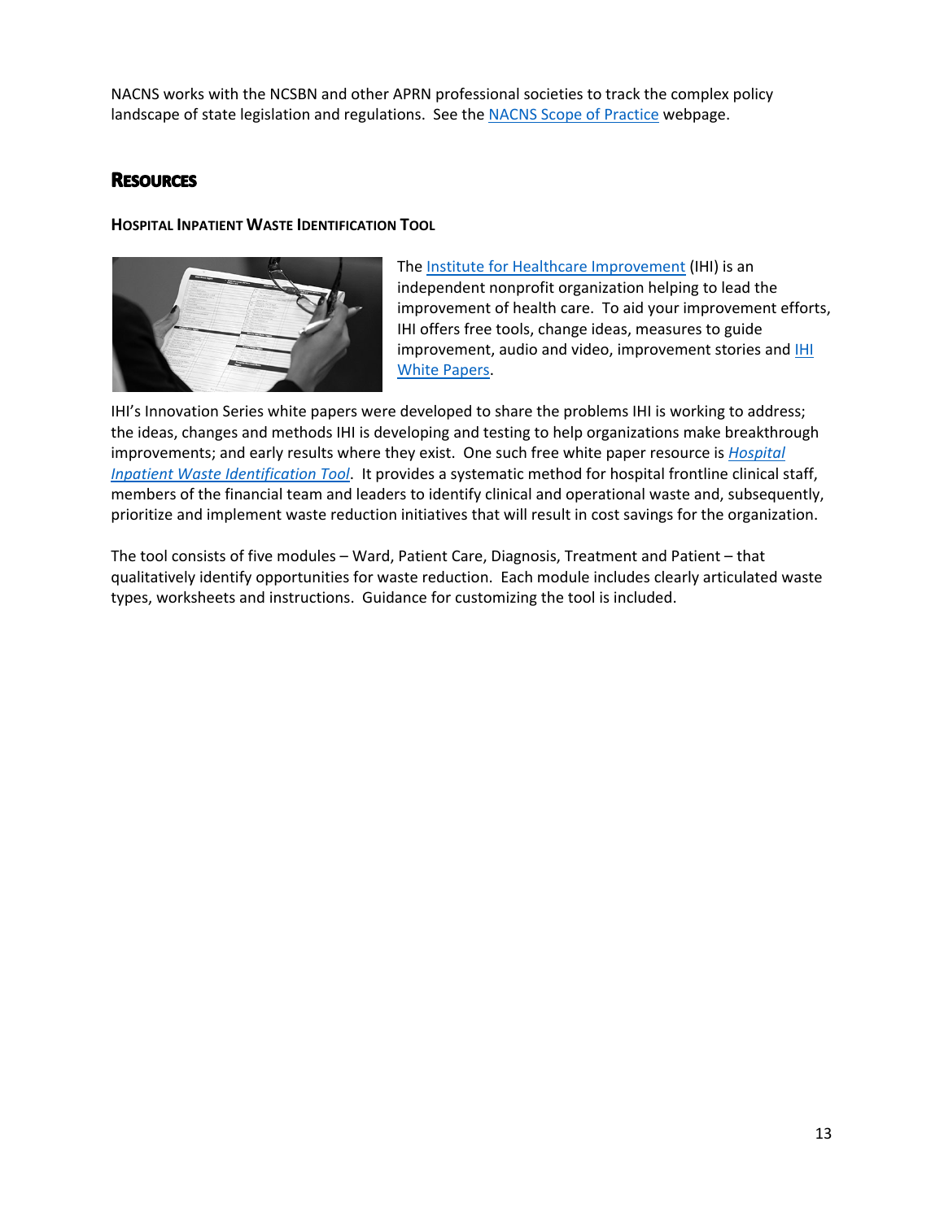NACNS works with the NCSBN and other APRN professional societies to track the complex policy landscape of state legislation and regulations. See the NACNS Scope of Practice webpage.

## Resources

### Hospital Inpatient Waste Identification Tool

The Institute for Healthcare Improvement (IHI) is an independent nonprofit organization helping to lead the improvement of health care. To aid your improvement efforts, IHI offers free tools, change ideas, measures to guide improvement, audio and video, improvement stories and IHI White Papers.

IHI's Innovation Series white papers were developed to share the problems IHI is working to address; the ideas, changes and methods IHI is developing and testing to help organizations make breakthrough improvements; and early results where they exist. One such free white paper resource is *Hospital Inpatient Waste Identification Tool*. It provides a systematic method for hospital frontline clinical staff, members of the financial team and leaders to identify clinical and operational waste and, subsequently, prioritize and implement waste reduction initiatives that will result in cost savings for the organization.

The tool consists of five modules – Ward, Patient Care, Diagnosis, Treatment and Patient – that qualitatively identify opportunities for waste reduction. Each module includes clearly articulated waste types, worksheets and instructions. Guidance for customizing the tool is included.